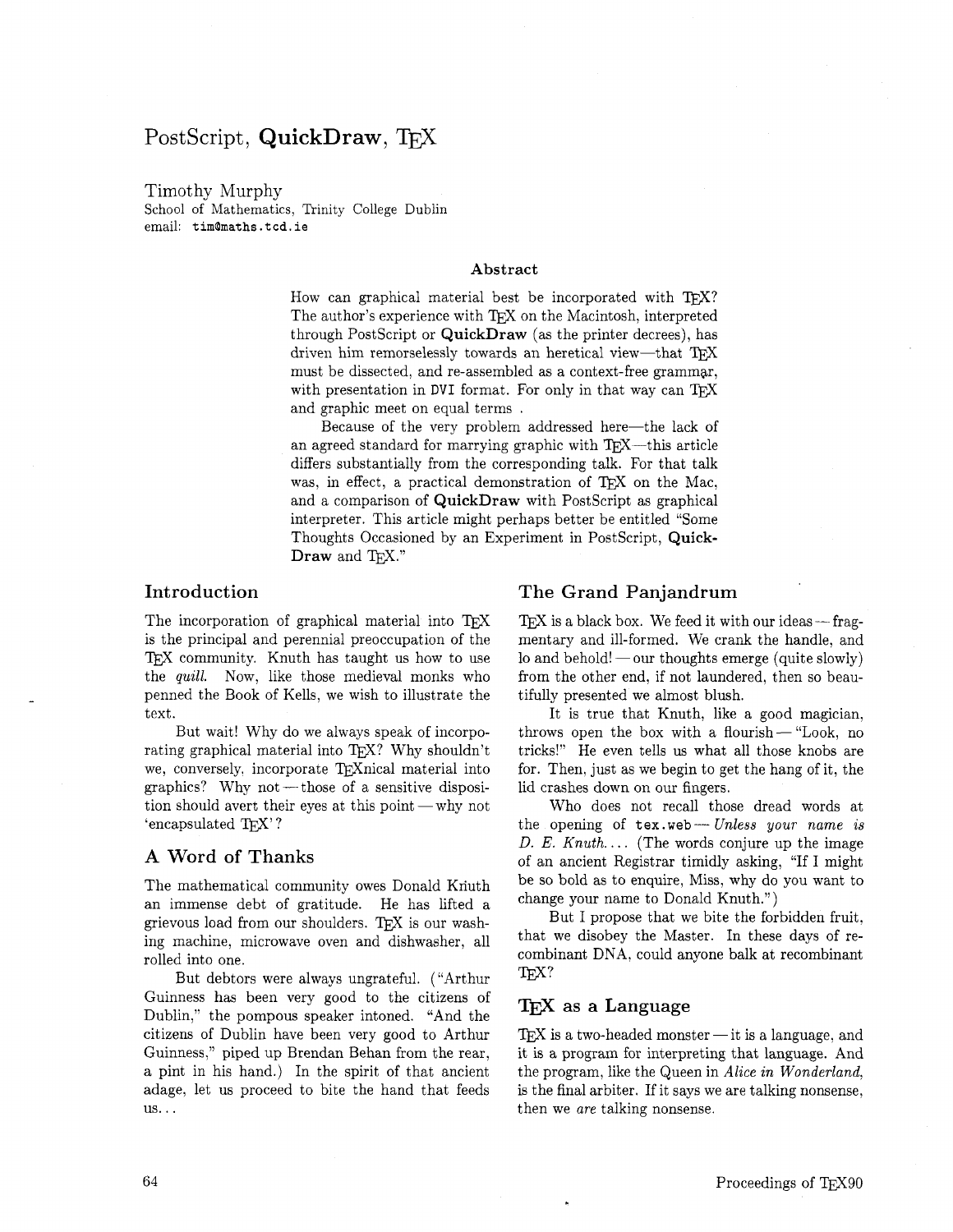# PostScript, **QuickDraw**, TEX

Timothy Murphy
School of Mathematics, Trinity College Dublin
email: `tim@maths.tcd.ie`

### Abstract

How can graphical material best be incorporated with TEX? The author's experience with TEX on the Macintosh, interpreted through PostScript or **QuickDraw** (as the printer decrees), has driven him remorselessly towards an heretical view—that TEX must be dissected, and re-assembled as a context-free grammar, with presentation in DVI format. For only in that way can TEX and graphic meet on equal terms .

Because of the very problem addressed here—the lack of an agreed standard for marrying graphic with TEX—this article differs substantially from the corresponding talk. For that talk was, in effect, a practical demonstration of TEX on the Mac, and a comparison of **QuickDraw** with PostScript as graphical interpreter. This article might perhaps better be entitled "Some Thoughts Occasioned by an Experiment in PostScript, **Quick-Draw** and TEX."

## Introduction

The incorporation of graphical material into TEX is the principal and perennial preoccupation of the TEX community. Knuth has taught us how to use the *quill*. Now, like those medieval monks who penned the Book of Kells, we wish to illustrate the text.

But wait! Why do we always speak of incorporating graphical material into TEX? Why shouldn't we, conversely, incorporate TEXnical material into graphics? Why not — those of a sensitive disposition should avert their eyes at this point — why not 'encapsulated TEX'?

## A Word of Thanks

The mathematical community owes Donald Knuth an immense debt of gratitude. He has lifted a grievous load from our shoulders. TEX is our washing machine, microwave oven and dishwasher, all rolled into one.

But debtors were always ungrateful. ("Arthur Guinness has been very good to the citizens of Dublin," the pompous speaker intoned. "And the citizens of Dublin have been very good to Arthur Guinness," piped up Brendan Behan from the rear, a pint in his hand.) In the spirit of that ancient adage, let us proceed to bite the hand that feeds us...

## The Grand Panjandrum

TEX is a black box. We feed it with our ideas — fragmentary and ill-formed. We crank the handle, and lo and behold! — our thoughts emerge (quite slowly) from the other end, if not laundered, then so beautifully presented we almost blush.

It is true that Knuth, like a good magician, throws open the box with a flourish — "Look, no tricks!" He even tells us what all those knobs are for. Then, just as we begin to get the hang of it, the lid crashes down on our fingers.

Who does not recall those dread words at the opening of `tex.web` — *Unless your name is D. E. Knuth....* (The words conjure up the image of an ancient Registrar timidly asking, "If I might be so bold as to enquire, Miss, why do you want to change your name to Donald Knuth.")

But I propose that we bite the forbidden fruit, that we disobey the Master. In these days of recombinant DNA, could anyone balk at recombinant TEX?

## TEX as a Language

TEX is a two-headed monster — it is a language, and it is a program for interpreting that language. And the program, like the Queen in *Alice in Wonderland*, is the final arbiter. If it says we are talking nonsense, then we *are* talking nonsense.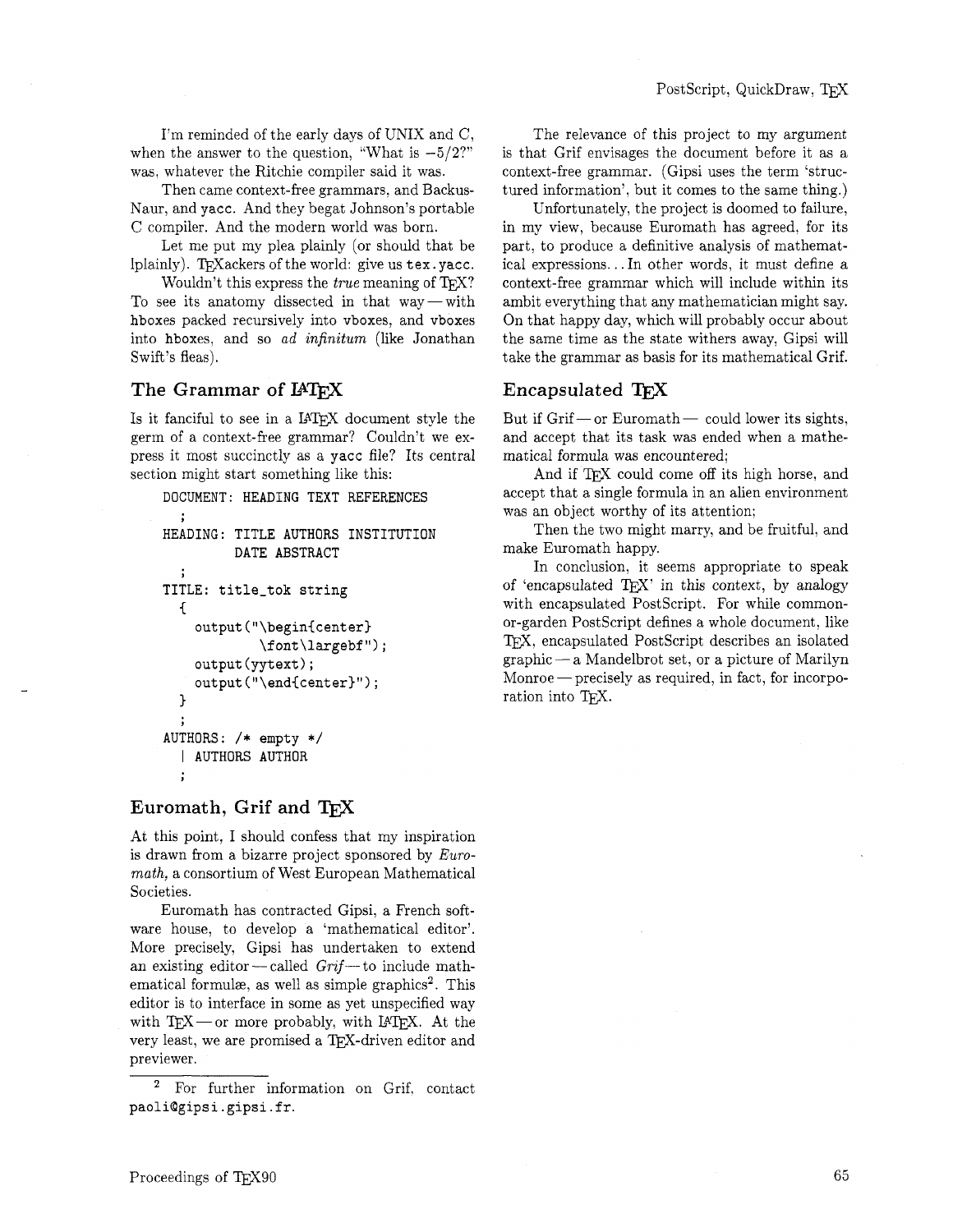I'm reminded of the early days of UNIX and C, when the answer to the question, "What is $-5/2$?" was, whatever the Ritchie compiler said it was.

Then came context-free grammars, and Backus-Naur, and yacc. And they begat Johnson's portable C compiler. And the modern world was born.

Let me put my plea plainly (or should that be lplainly). TEXackers of the world: give us `tex.yacc`.

Wouldn't this express the *true* meaning of TEX? To see its anatomy dissected in that way — with hboxes packed recursively into vboxes, and vboxes into hboxes, and so *ad infinitum* (like Jonathan Swift's fleas).

## The Grammar of LATEX

Is it fanciful to see in a LATEX document style the germ of a context-free grammar? Couldn't we express it most succinctly as a yacc file? Its central section might start something like this:

```
DOCUMENT: HEADING TEXT REFERENCES
  ;
HEADING: TITLE AUTHORS INSTITUTION
         DATE ABSTRACT
  ;
TITLE: title_tok string
  {
    output("\begin{center}
            \font\largebf");
    output(yytext);
    output("\end{center}");
  }
  ;
AUTHORS: /* empty */
  | AUTHORS AUTHOR
  ;
```

## Euromath, Grif and TEX

At this point, I should confess that my inspiration is drawn from a bizarre project sponsored by *Euromath*, a consortium of West European Mathematical Societies.

Euromath has contracted Gipsi, a French software house, to develop a 'mathematical editor'. More precisely, Gipsi has undertaken to extend an existing editor — called *Grif* — to include mathematical formulæ, as well as simple graphics[2]. This editor is to interface in some as yet unspecified way with TEX — or more probably, with LATEX. At the very least, we are promised a TEX-driven editor and previewer.

[2] For further information on Grif, contact `paoli@gipsi.gipsi.fr`.

The relevance of this project to my argument is that Grif envisages the document before it as a context-free grammar. (Gipsi uses the term 'structured information', but it comes to the same thing.)

Unfortunately, the project is doomed to failure, in my view, because Euromath has agreed, for its part, to produce a definitive analysis of mathematical expressions... In other words, it must define a context-free grammar which will include within its ambit everything that any mathematician might say. On that happy day, which will probably occur about the same time as the state withers away, Gipsi will take the grammar as basis for its mathematical Grif.

## Encapsulated TEX

But if Grif — or Euromath — could lower its sights, and accept that its task was ended when a mathematical formula was encountered;

And if TEX could come off its high horse, and accept that a single formula in an alien environment was an object worthy of its attention;

Then the two might marry, and be fruitful, and make Euromath happy.

In conclusion, it seems appropriate to speak of 'encapsulated TEX' in this context, by analogy with encapsulated PostScript. For while common-or-garden PostScript defines a whole document, like TEX, encapsulated PostScript describes an isolated graphic — a Mandelbrot set, or a picture of Marilyn Monroe — precisely as required, in fact, for incorporation into TEX.